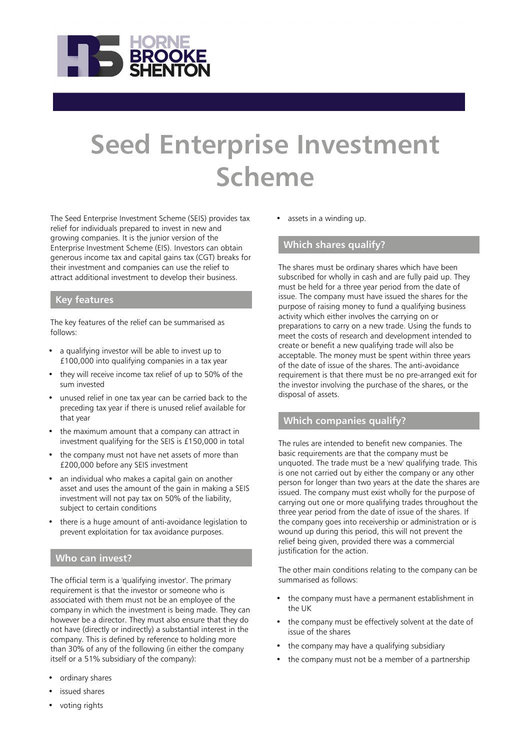# Seed Enterprise Investment Scheme

The Seed Enterprise Investment Scheme (SEIS) provides tax relief for individuals prepared to invest in new and growing companies. It is the junior version of the Enterprise Investment Scheme (EIS). Investors can obtain generous income tax and capital gains tax (CGT) breaks for their investment and companies can use the relief to attract additional investment to develop their business.

## Key features

The key features of the relief can be summarised as follows:

- a qualifying investor will be able to invest up to £100,000 into qualifying companies in a tax year
- they will receive income tax relief of up to 50% of the sum invested
- unused relief in one tax year can be carried back to the preceding tax year if there is unused relief available for that year
- the maximum amount that a company can attract in investment qualifying for the SEIS is £150,000 in total
- the company must not have net assets of more than £200,000 before any SEIS investment
- an individual who makes a capital gain on another asset and uses the amount of the gain in making a SEIS investment will not pay tax on 50% of the liability, subject to certain conditions
- there is a huge amount of anti-avoidance legislation to prevent exploitation for tax avoidance purposes.

## Who can invest?

The official term is a 'qualifying investor'. The primary requirement is that the investor or someone who is associated with them must not be an employee of the company in which the investment is being made. They can however be a director. They must also ensure that they do not have (directly or indirectly) a substantial interest in the company. This is defined by reference to holding more than 30% of any of the following (in either the company itself or a 51% subsidiary of the company):

- ordinary shares
- issued shares
- voting rights
- assets in a winding up.

## Which shares qualify?

The shares must be ordinary shares which have been subscribed for wholly in cash and are fully paid up. They must be held for a three year period from the date of issue. The company must have issued the shares for the purpose of raising money to fund a qualifying business activity which either involves the carrying on or preparations to carry on a new trade. Using the funds to meet the costs of research and development intended to create or benefit a new qualifying trade will also be acceptable. The money must be spent within three years of the date of issue of the shares. The anti-avoidance requirement is that there must be no pre-arranged exit for the investor involving the purchase of the shares, or the disposal of assets.

## Which companies qualify?

The rules are intended to benefit new companies. The basic requirements are that the company must be unquoted. The trade must be a 'new' qualifying trade. This is one not carried out by either the company or any other person for longer than two years at the date the shares are issued. The company must exist wholly for the purpose of carrying out one or more qualifying trades throughout the three year period from the date of issue of the shares. If the company goes into receivership or administration or is wound up during this period, this will not prevent the relief being given, provided there was a commercial justification for the action.

The other main conditions relating to the company can be summarised as follows:

- the company must have a permanent establishment in the UK
- the company must be effectively solvent at the date of issue of the shares
- the company may have a qualifying subsidiary
- the company must not be a member of a partnership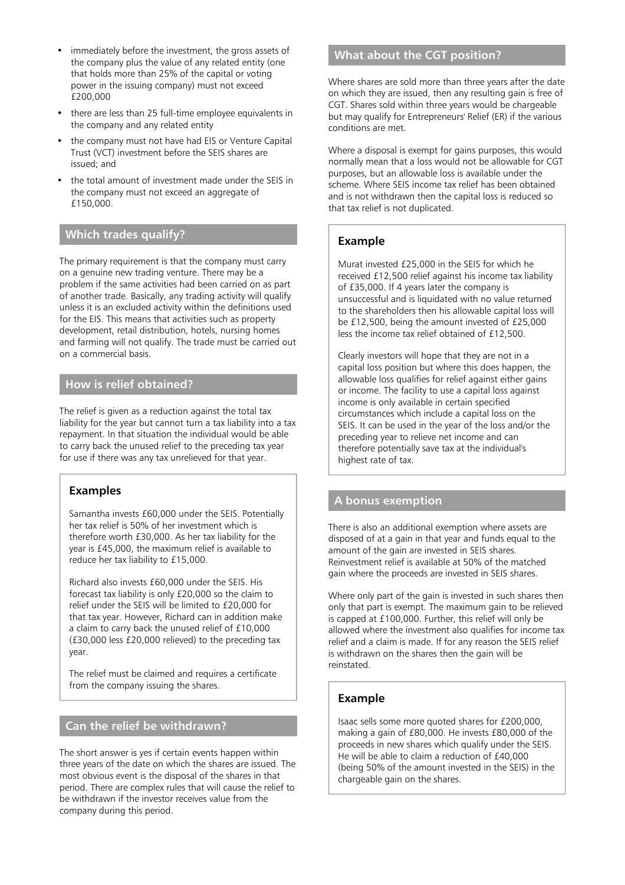- immediately before the investment, the gross assets of the company plus the value of any related entity (one that holds more than 25% of the capital or voting power in the issuing company) must not exceed £200,000
- there are less than 25 full-time employee equivalents in the company and any related entity
- the company must not have had EIS or Venture Capital Trust (VCT) investment before the SEIS shares are issued; and
- the total amount of investment made under the SEIS in the company must not exceed an aggregate of £150,000.

## Which trades qualify?

The primary requirement is that the company must carry on a genuine new trading venture. There may be a problem if the same activities had been carried on as part of another trade. Basically, any trading activity will qualify unless it is an excluded activity within the definitions used for the EIS. This means that activities such as property development, retail distribution, hotels, nursing homes and farming will not qualify. The trade must be carried out on a commercial basis.

## How is relief obtained?

The relief is given as a reduction against the total tax liability for the year but cannot turn a tax liability into a tax repayment. In that situation the individual would be able to carry back the unused relief to the preceding tax year for use if there was any tax unrelieved for that year.

### Examples

Samantha invests £60,000 under the SEIS. Potentially her tax relief is 50% of her investment which is therefore worth £30,000. As her tax liability for the year is £45,000, the maximum relief is available to reduce her tax liability to £15,000.

Richard also invests £60,000 under the SEIS. His forecast tax liability is only £20,000 so the claim to relief under the SEIS will be limited to £20,000 for that tax year. However, Richard can in addition make a claim to carry back the unused relief of £10,000 (£30,000 less £20,000 relieved) to the preceding tax year.

The relief must be claimed and requires a certificate from the company issuing the shares.

## Can the relief be withdrawn?

The short answer is yes if certain events happen within three years of the date on which the shares are issued. The most obvious event is the disposal of the shares in that period. There are complex rules that will cause the relief to be withdrawn if the investor receives value from the company during this period.

## What about the CGT position?

Where shares are sold more than three years after the date on which they are issued, then any resulting gain is free of CGT. Shares sold within three years would be chargeable but may qualify for Entrepreneurs' Relief (ER) if the various conditions are met.

Where a disposal is exempt for gains purposes, this would normally mean that a loss would not be allowable for CGT purposes, but an allowable loss is available under the scheme. Where SEIS income tax relief has been obtained and is not withdrawn then the capital loss is reduced so that tax relief is not duplicated.

### Example

Murat invested £25,000 in the SEIS for which he received £12,500 relief against his income tax liability of £35,000. If 4 years later the company is unsuccessful and is liquidated with no value returned to the shareholders then his allowable capital loss will be £12,500, being the amount invested of £25,000 less the income tax relief obtained of £12,500.

Clearly investors will hope that they are not in a capital loss position but where this does happen, the allowable loss qualifies for relief against either gains or income. The facility to use a capital loss against income is only available in certain specified circumstances which include a capital loss on the SEIS. It can be used in the year of the loss and/or the preceding year to relieve net income and can therefore potentially save tax at the individual's highest rate of tax.

## A bonus exemption

There is also an additional exemption where assets are disposed of at a gain in that year and funds equal to the amount of the gain are invested in SEIS shares. Reinvestment relief is available at 50% of the matched gain where the proceeds are invested in SEIS shares.

Where only part of the gain is invested in such shares then only that part is exempt. The maximum gain to be relieved is capped at £100,000. Further, this relief will only be allowed where the investment also qualifies for income tax relief and a claim is made. If for any reason the SEIS relief is withdrawn on the shares then the gain will be reinstated.

### Example

Isaac sells some more quoted shares for £200,000, making a gain of £80,000. He invests £80,000 of the proceeds in new shares which qualify under the SEIS. He will be able to claim a reduction of £40,000 (being 50% of the amount invested in the SEIS) in the chargeable gain on the shares.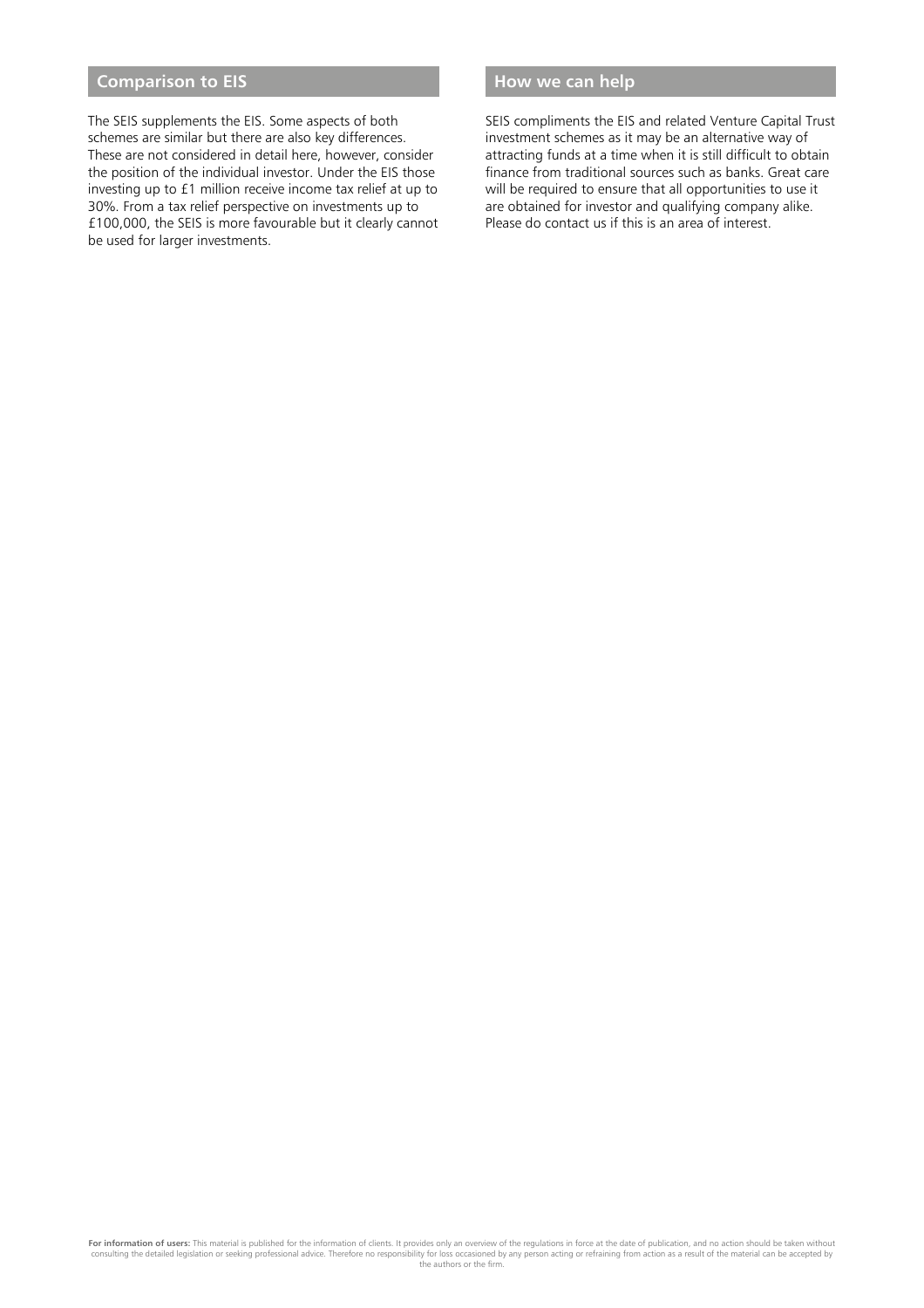## Comparison to EIS

The SEIS supplements the EIS. Some aspects of both schemes are similar but there are also key differences. These are not considered in detail here, however, consider the position of the individual investor. Under the EIS those investing up to £1 million receive income tax relief at up to 30%. From a tax relief perspective on investments up to £100,000, the SEIS is more favourable but it clearly cannot be used for larger investments.

## How we can help

SEIS compliments the EIS and related Venture Capital Trust investment schemes as it may be an alternative way of attracting funds at a time when it is still difficult to obtain finance from traditional sources such as banks. Great care will be required to ensure that all opportunities to use it are obtained for investor and qualifying company alike. Please do contact us if this is an area of interest.

**For information of users:** This material is published for the information of clients. It provides only an overview of the regulations in force at the date of publication, and no action should be taken without consulting the detailed legislation or seeking professional advice. Therefore no responsibility for loss occasioned by any person acting or refraining from action as a result of the material can be accepted by the authors or the firm.